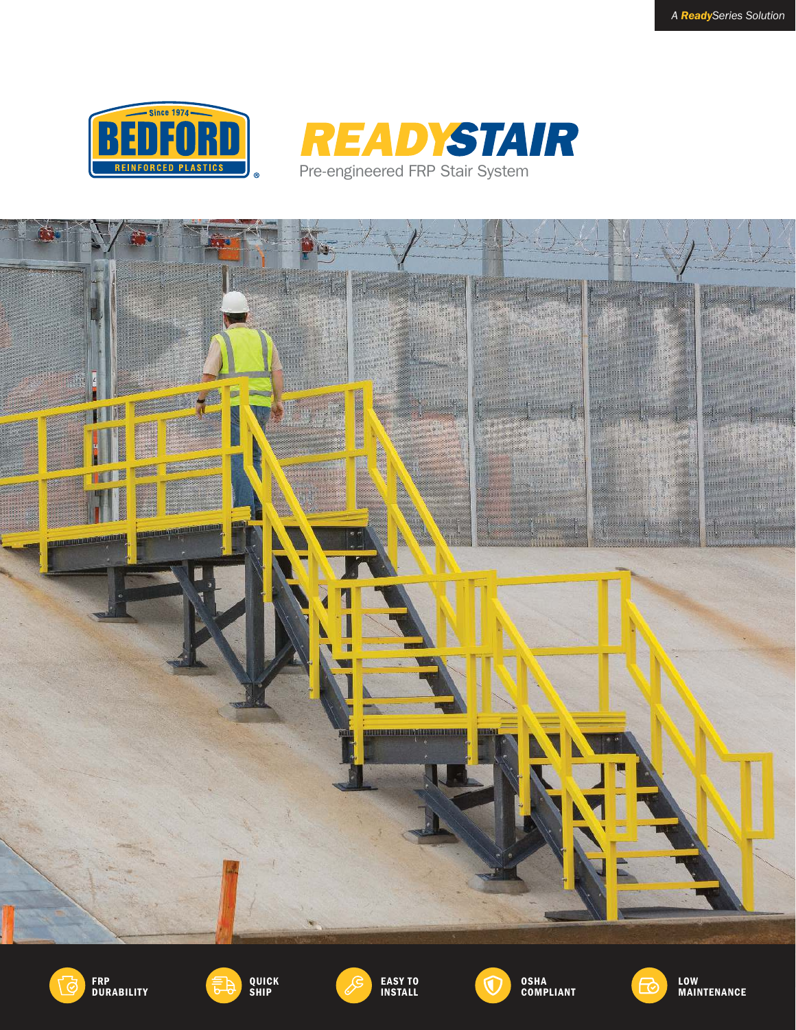A *ReadySeries* Solution

BEDFORD
Since 1974
REINFORCED PLASTICS

# READYSTAIR

Pre-engineered FRP Stair System

**FRP DURABILITY**

**QUICK SHIP**

**EASY TO INSTALL**

**OSHA COMPLIANT**

**LOW MAINTENANCE**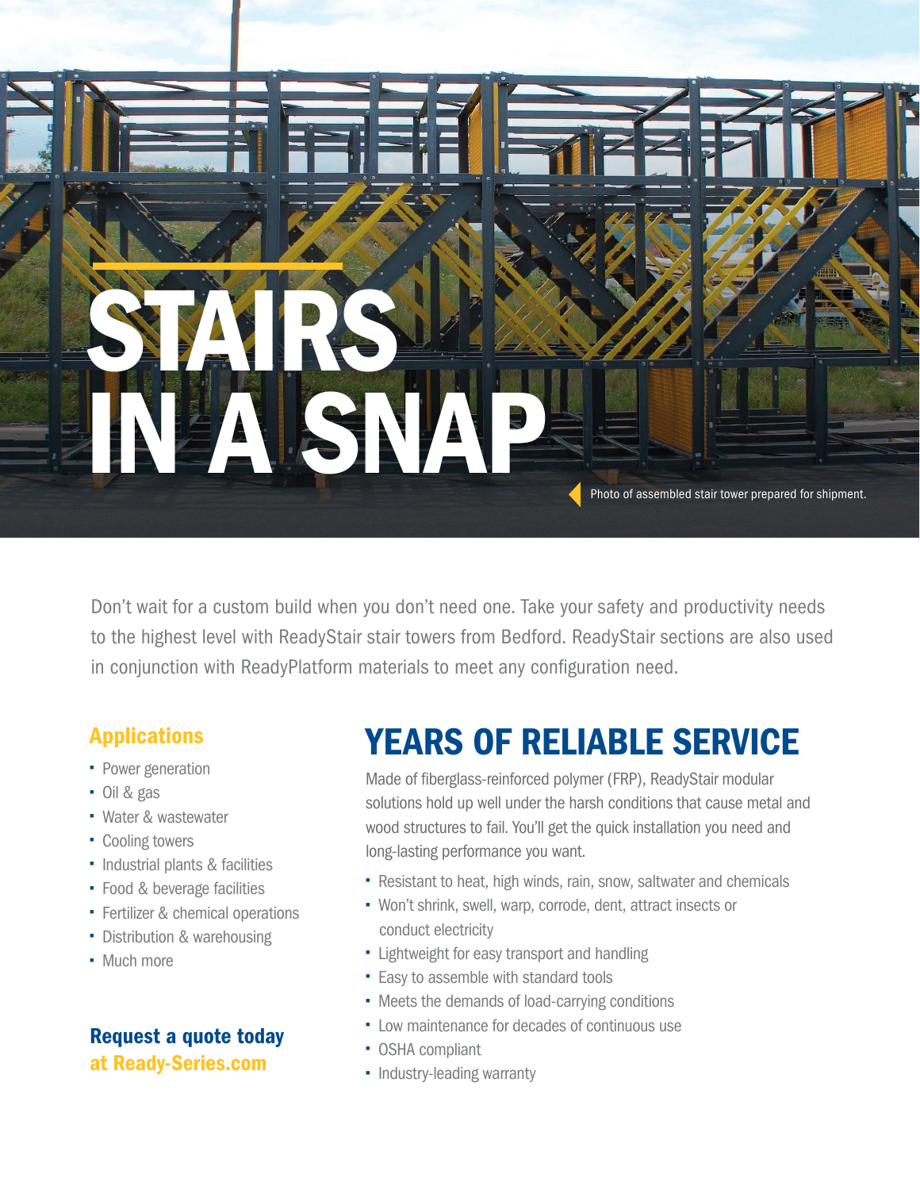# STAIRS IN A SNAP

Photo of assembled stair tower prepared for shipment.

Don't wait for a custom build when you don't need one. Take your safety and productivity needs to the highest level with ReadyStair stair towers from Bedford. ReadyStair sections are also used in conjunction with ReadyPlatform materials to meet any configuration need.

### Applications

- Power generation
- Oil & gas
- Water & wastewater
- Cooling towers
- Industrial plants & facilities
- Food & beverage facilities
- Fertilizer & chemical operations
- Distribution & warehousing
- Much more

**Request a quote today at Ready-Series.com**

## YEARS OF RELIABLE SERVICE

Made of fiberglass-reinforced polymer (FRP), ReadyStair modular solutions hold up well under the harsh conditions that cause metal and wood structures to fail. You'll get the quick installation you need and long-lasting performance you want.

- Resistant to heat, high winds, rain, snow, saltwater and chemicals
- Won't shrink, swell, warp, corrode, dent, attract insects or conduct electricity
- Lightweight for easy transport and handling
- Easy to assemble with standard tools
- Meets the demands of load-carrying conditions
- Low maintenance for decades of continuous use
- OSHA compliant
- Industry-leading warranty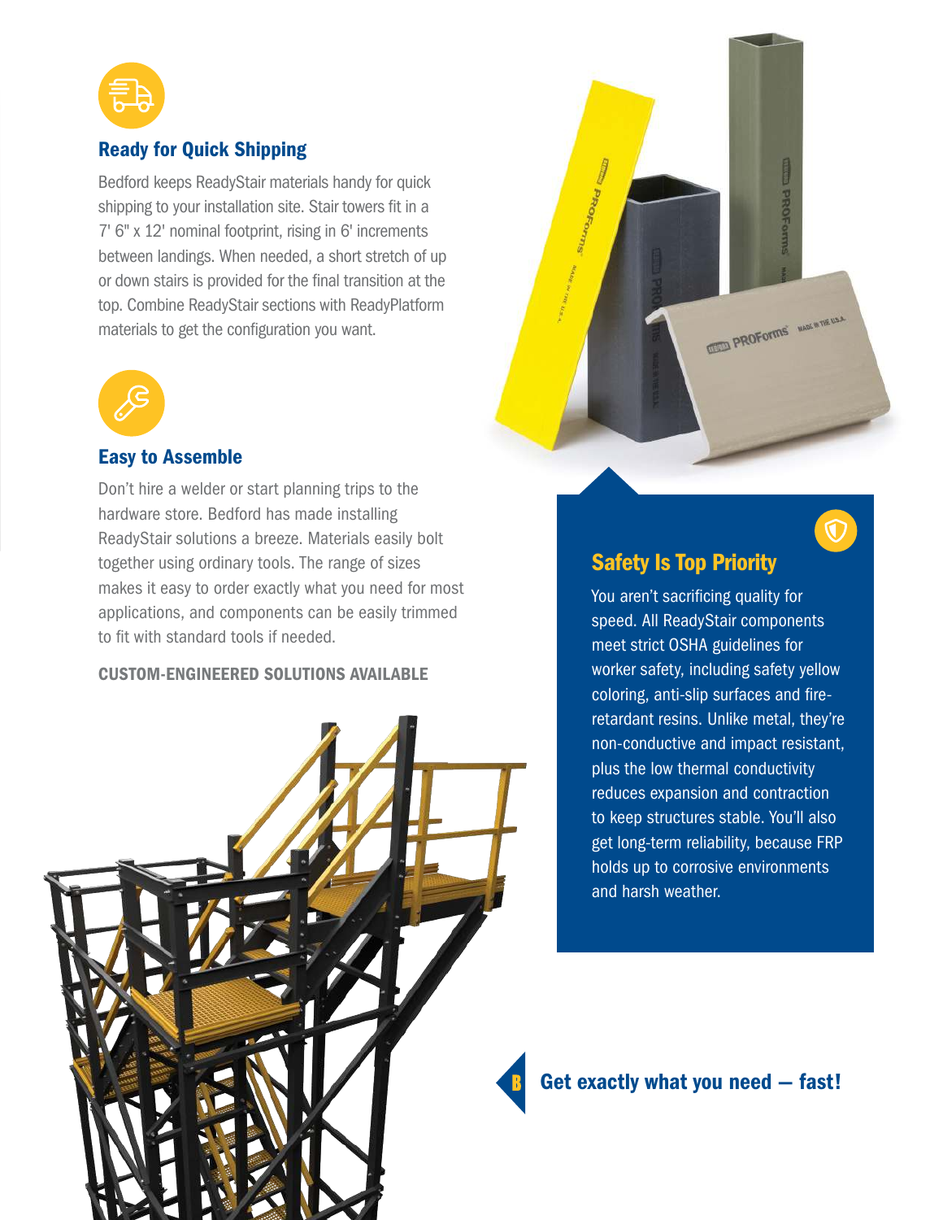## Ready for Quick Shipping

Bedford keeps ReadyStair materials handy for quick shipping to your installation site. Stair towers fit in a 7' 6" x 12' nominal footprint, rising in 6' increments between landings. When needed, a short stretch of up or down stairs is provided for the final transition at the top. Combine ReadyStair sections with ReadyPlatform materials to get the configuration you want.

## Easy to Assemble

Don't hire a welder or start planning trips to the hardware store. Bedford has made installing ReadyStair solutions a breeze. Materials easily bolt together using ordinary tools. The range of sizes makes it easy to order exactly what you need for most applications, and components can be easily trimmed to fit with standard tools if needed.

**CUSTOM-ENGINEERED SOLUTIONS AVAILABLE**

## Safety Is Top Priority

You aren't sacrificing quality for speed. All ReadyStair components meet strict OSHA guidelines for worker safety, including safety yellow coloring, anti-slip surfaces and fire-retardant resins. Unlike metal, they're non-conductive and impact resistant, plus the low thermal conductivity reduces expansion and contraction to keep structures stable. You'll also get long-term reliability, because FRP holds up to corrosive environments and harsh weather.

**Get exactly what you need — fast!**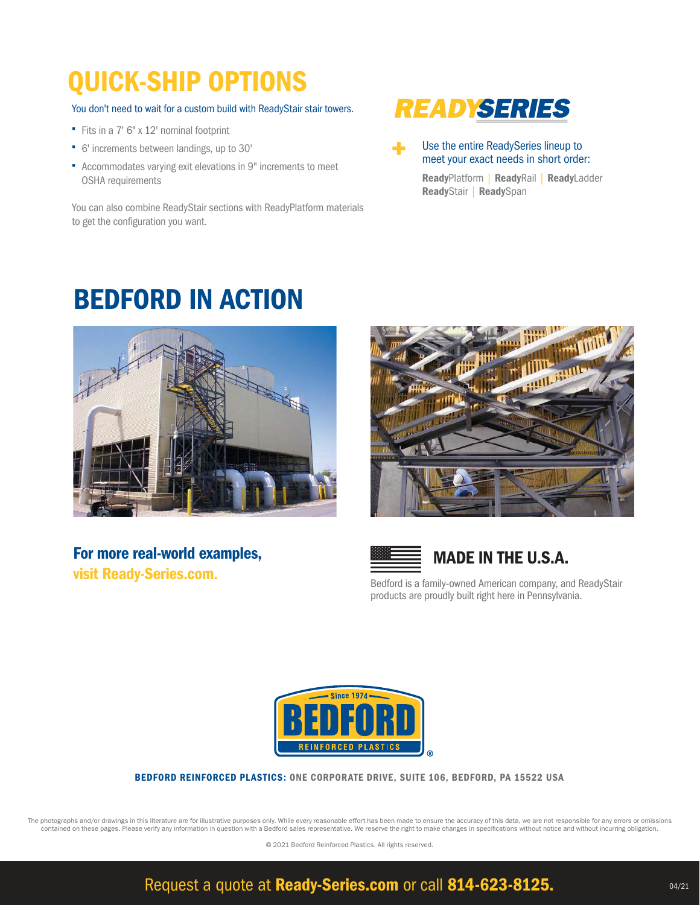# QUICK-SHIP OPTIONS

You don't need to wait for a custom build with ReadyStair stair towers.

- Fits in a 7' 6" x 12' nominal footprint
- 6' increments between landings, up to 30'
- Accommodates varying exit elevations in 9" increments to meet OSHA requirements

You can also combine ReadyStair sections with ReadyPlatform materials to get the configuration you want.

## READYSERIES

Use the entire ReadySeries lineup to meet your exact needs in short order:

**Ready**Platform | **Ready**Rail | **Ready**Ladder
**Ready**Stair | **Ready**Span

# BEDFORD IN ACTION

**For more real-world examples, visit Ready-Series.com.**

## MADE IN THE U.S.A.

Bedford is a family-owned American company, and ReadyStair products are proudly built right here in Pennsylvania.

Since 1974 BEDFORD REINFORCED PLASTICS®

**BEDFORD REINFORCED PLASTICS:** ONE CORPORATE DRIVE, SUITE 106, BEDFORD, PA 15522 USA

The photographs and/or drawings in this literature are for illustrative purposes only. While every reasonable effort has been made to ensure the accuracy of this data, we are not responsible for any errors or omissions contained on these pages. Please verify any information in question with a Bedford sales representative. We reserve the right to make changes in specifications without notice and without incurring obligation.

© 2021 Bedford Reinforced Plastics. All rights reserved.

Request a quote at **Ready-Series.com** or call **814-623-8125.**

04/21